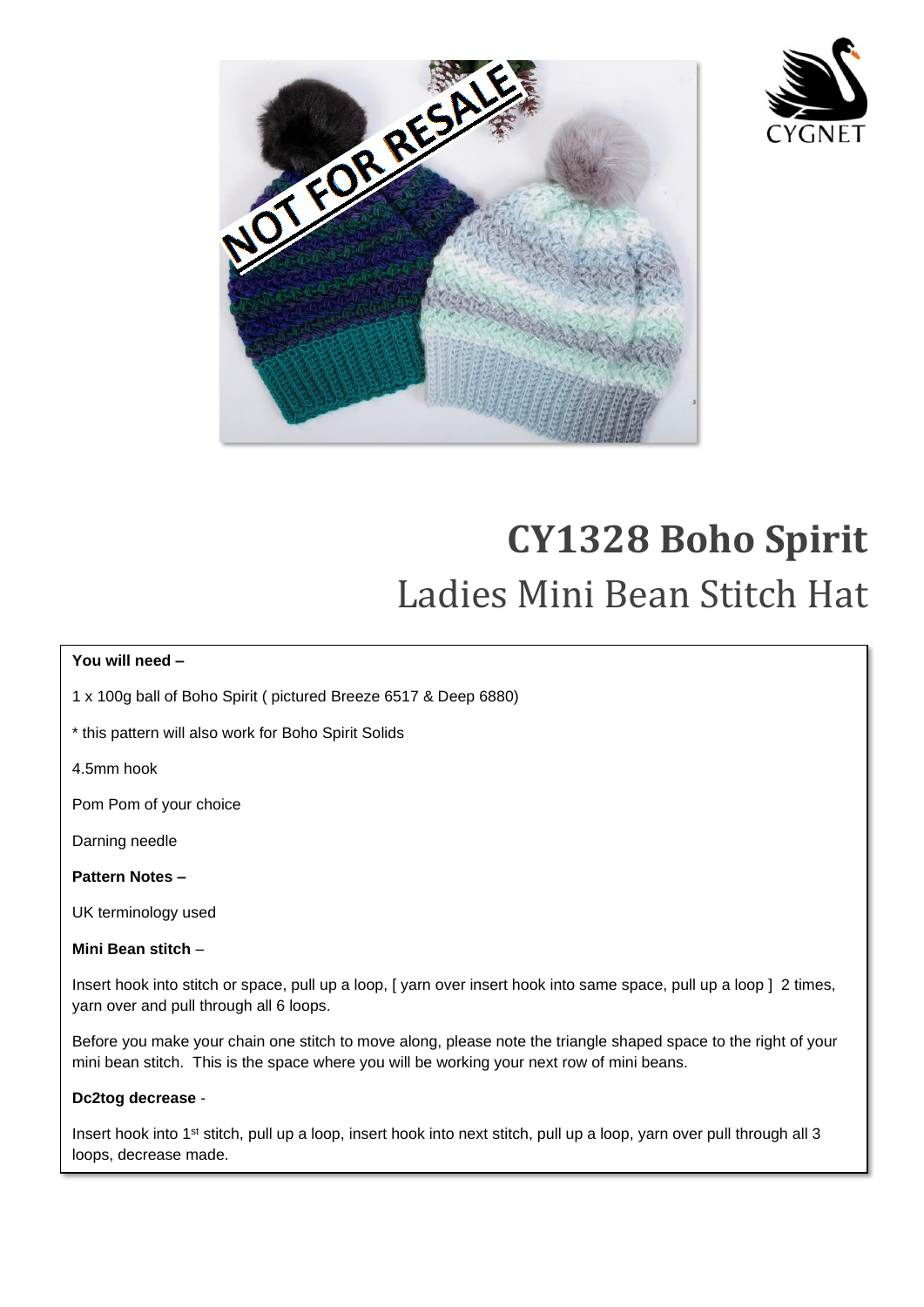# CY1328 Boho Spirit

## Ladies Mini Bean Stitch Hat

**You will need –**

1 x 100g ball of Boho Spirit ( pictured Breeze 6517 & Deep 6880)

* this pattern will also work for Boho Spirit Solids

4.5mm hook

Pom Pom of your choice

Darning needle

**Pattern Notes –**

UK terminology used

**Mini Bean stitch** –

Insert hook into stitch or space, pull up a loop, [ yarn over insert hook into same space, pull up a loop ] 2 times, yarn over and pull through all 6 loops.

Before you make your chain one stitch to move along, please note the triangle shaped space to the right of your mini bean stitch. This is the space where you will be working your next row of mini beans.

**Dc2tog decrease** -

Insert hook into 1st stitch, pull up a loop, insert hook into next stitch, pull up a loop, yarn over pull through all 3 loops, decrease made.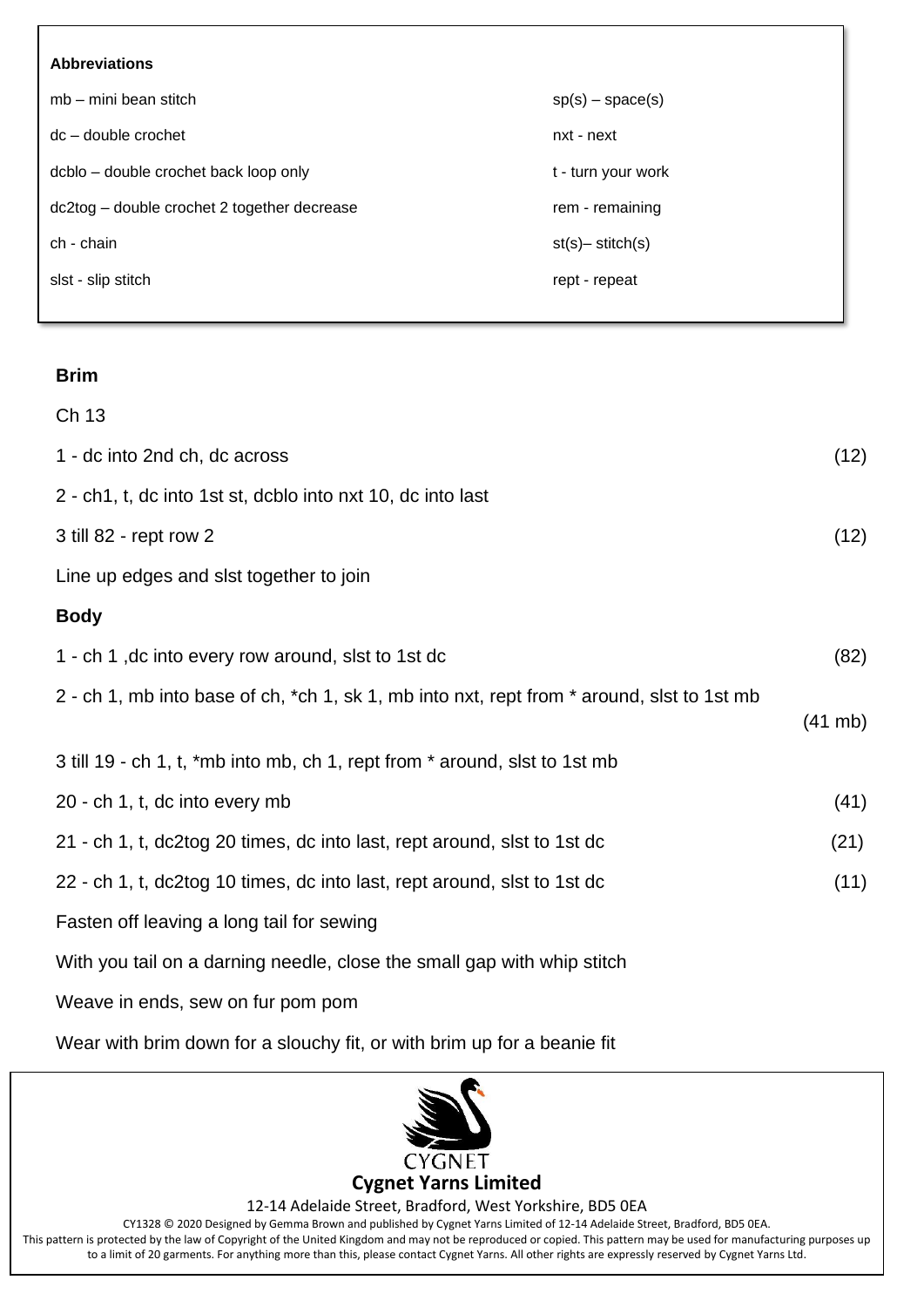**Abbreviations**

| | |
|---|---|
| mb – mini bean stitch | sp(s) – space(s) |
| dc – double crochet | nxt - next |
| dcblo – double crochet back loop only | t - turn your work |
| dc2tog – double crochet 2 together decrease | rem - remaining |
| ch - chain | st(s)– stitch(s) |
| slst - slip stitch | rept - repeat |

**Brim**

Ch 13

1 - dc into 2nd ch, dc across (12)

2 - ch1, t, dc into 1st st, dcblo into nxt 10, dc into last

3 till 82 - rept row 2 (12)

Line up edges and slst together to join

**Body**

1 - ch 1 ,dc into every row around, slst to 1st dc (82)

2 - ch 1, mb into base of ch, *ch 1, sk 1, mb into nxt, rept from * around, slst to 1st mb (41 mb)

3 till 19 - ch 1, t, *mb into mb, ch 1, rept from * around, slst to 1st mb

20 - ch 1, t, dc into every mb (41)

21 - ch 1, t, dc2tog 20 times, dc into last, rept around, slst to 1st dc (21)

22 - ch 1, t, dc2tog 10 times, dc into last, rept around, slst to 1st dc (11)

Fasten off leaving a long tail for sewing

With you tail on a darning needle, close the small gap with whip stitch

Weave in ends, sew on fur pom pom

Wear with brim down for a slouchy fit, or with brim up for a beanie fit

CYGNET

**Cygnet Yarns Limited**

12-14 Adelaide Street, Bradford, West Yorkshire, BD5 0EA

CY1328 © 2020 Designed by Gemma Brown and published by Cygnet Yarns Limited of 12-14 Adelaide Street, Bradford, BD5 0EA.
This pattern is protected by the law of Copyright of the United Kingdom and may not be reproduced or copied. This pattern may be used for manufacturing purposes up to a limit of 20 garments. For anything more than this, please contact Cygnet Yarns. All other rights are expressly reserved by Cygnet Yarns Ltd.